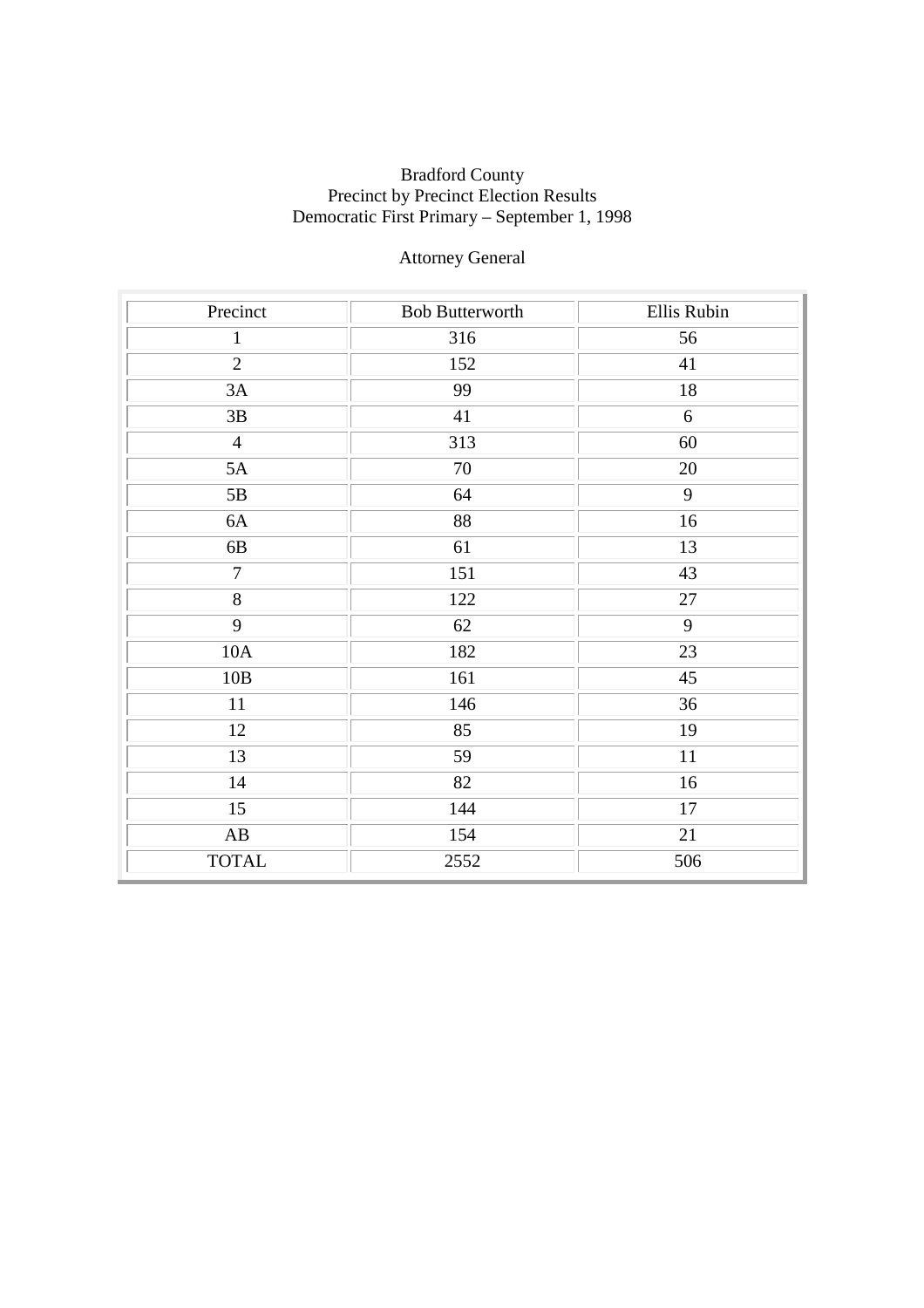Bradford County
Precinct by Precinct Election Results
Democratic First Primary – September 1, 1998

Attorney General

| Precinct | Bob Butterworth | Ellis Rubin |
|---|---|---|
| 1 | 316 | 56 |
| 2 | 152 | 41 |
| 3A | 99 | 18 |
| 3B | 41 | 6 |
| 4 | 313 | 60 |
| 5A | 70 | 20 |
| 5B | 64 | 9 |
| 6A | 88 | 16 |
| 6B | 61 | 13 |
| 7 | 151 | 43 |
| 8 | 122 | 27 |
| 9 | 62 | 9 |
| 10A | 182 | 23 |
| 10B | 161 | 45 |
| 11 | 146 | 36 |
| 12 | 85 | 19 |
| 13 | 59 | 11 |
| 14 | 82 | 16 |
| 15 | 144 | 17 |
| AB | 154 | 21 |
| TOTAL | 2552 | 506 |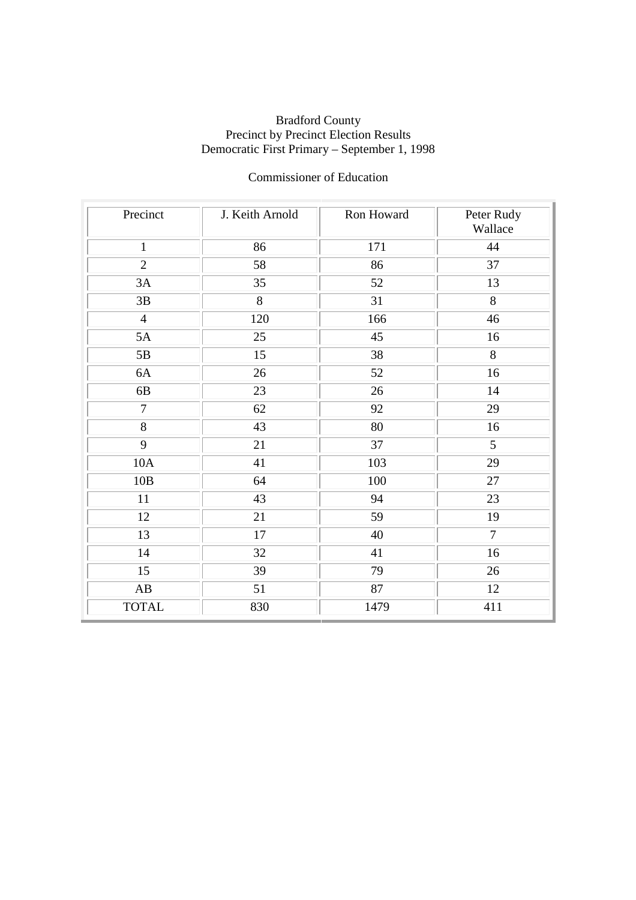Bradford County
Precinct by Precinct Election Results
Democratic First Primary – September 1, 1998

Commissioner of Education

| Precinct | J. Keith Arnold | Ron Howard | Peter Rudy Wallace |
|---|---|---|---|
| 1 | 86 | 171 | 44 |
| 2 | 58 | 86 | 37 |
| 3A | 35 | 52 | 13 |
| 3B | 8 | 31 | 8 |
| 4 | 120 | 166 | 46 |
| 5A | 25 | 45 | 16 |
| 5B | 15 | 38 | 8 |
| 6A | 26 | 52 | 16 |
| 6B | 23 | 26 | 14 |
| 7 | 62 | 92 | 29 |
| 8 | 43 | 80 | 16 |
| 9 | 21 | 37 | 5 |
| 10A | 41 | 103 | 29 |
| 10B | 64 | 100 | 27 |
| 11 | 43 | 94 | 23 |
| 12 | 21 | 59 | 19 |
| 13 | 17 | 40 | 7 |
| 14 | 32 | 41 | 16 |
| 15 | 39 | 79 | 26 |
| AB | 51 | 87 | 12 |
| TOTAL | 830 | 1479 | 411 |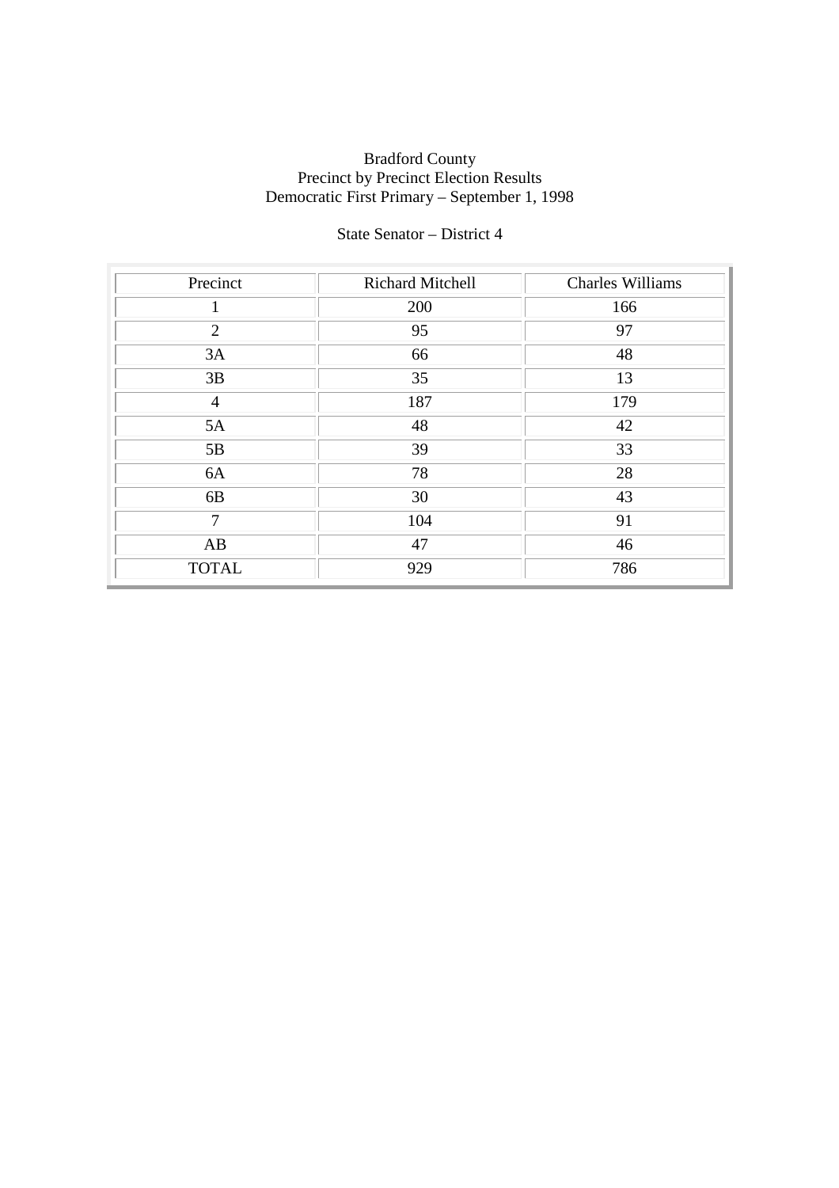Bradford County
Precinct by Precinct Election Results
Democratic First Primary – September 1, 1998

State Senator – District 4

| Precinct | Richard Mitchell | Charles Williams |
|---|---|---|
| 1 | 200 | 166 |
| 2 | 95 | 97 |
| 3A | 66 | 48 |
| 3B | 35 | 13 |
| 4 | 187 | 179 |
| 5A | 48 | 42 |
| 5B | 39 | 33 |
| 6A | 78 | 28 |
| 6B | 30 | 43 |
| 7 | 104 | 91 |
| AB | 47 | 46 |
| TOTAL | 929 | 786 |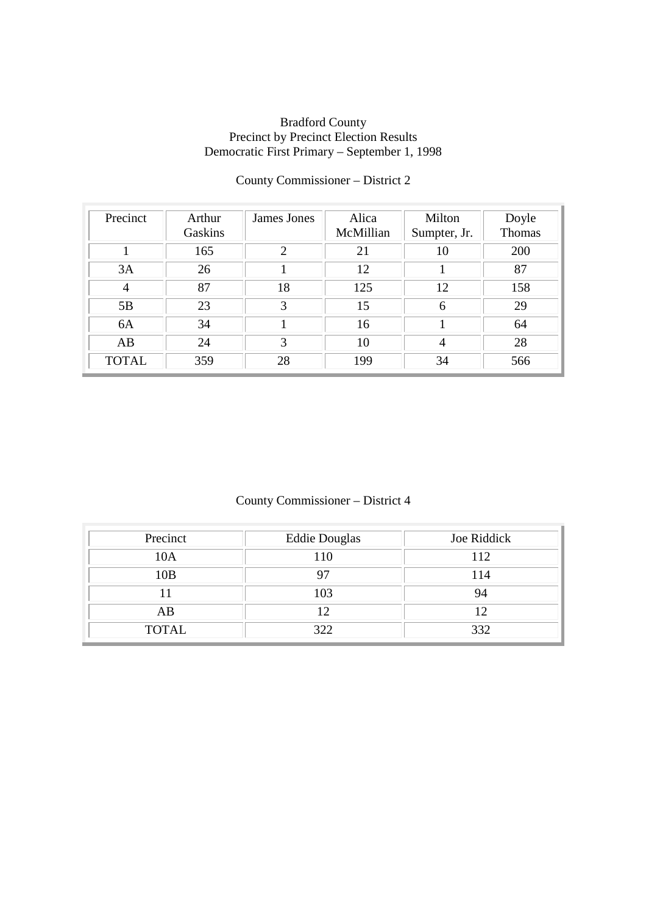Bradford County
Precinct by Precinct Election Results
Democratic First Primary – September 1, 1998

County Commissioner – District 2

| Precinct | Arthur Gaskins | James Jones | Alica McMillian | Milton Sumpter, Jr. | Doyle Thomas |
|---|---|---|---|---|---|
| 1 | 165 | 2 | 21 | 10 | 200 |
| 3A | 26 | 1 | 12 | 1 | 87 |
| 4 | 87 | 18 | 125 | 12 | 158 |
| 5B | 23 | 3 | 15 | 6 | 29 |
| 6A | 34 | 1 | 16 | 1 | 64 |
| AB | 24 | 3 | 10 | 4 | 28 |
| TOTAL | 359 | 28 | 199 | 34 | 566 |

County Commissioner – District 4

| Precinct | Eddie Douglas | Joe Riddick |
|---|---|---|
| 10A | 110 | 112 |
| 10B | 97 | 114 |
| 11 | 103 | 94 |
| AB | 12 | 12 |
| TOTAL | 322 | 332 |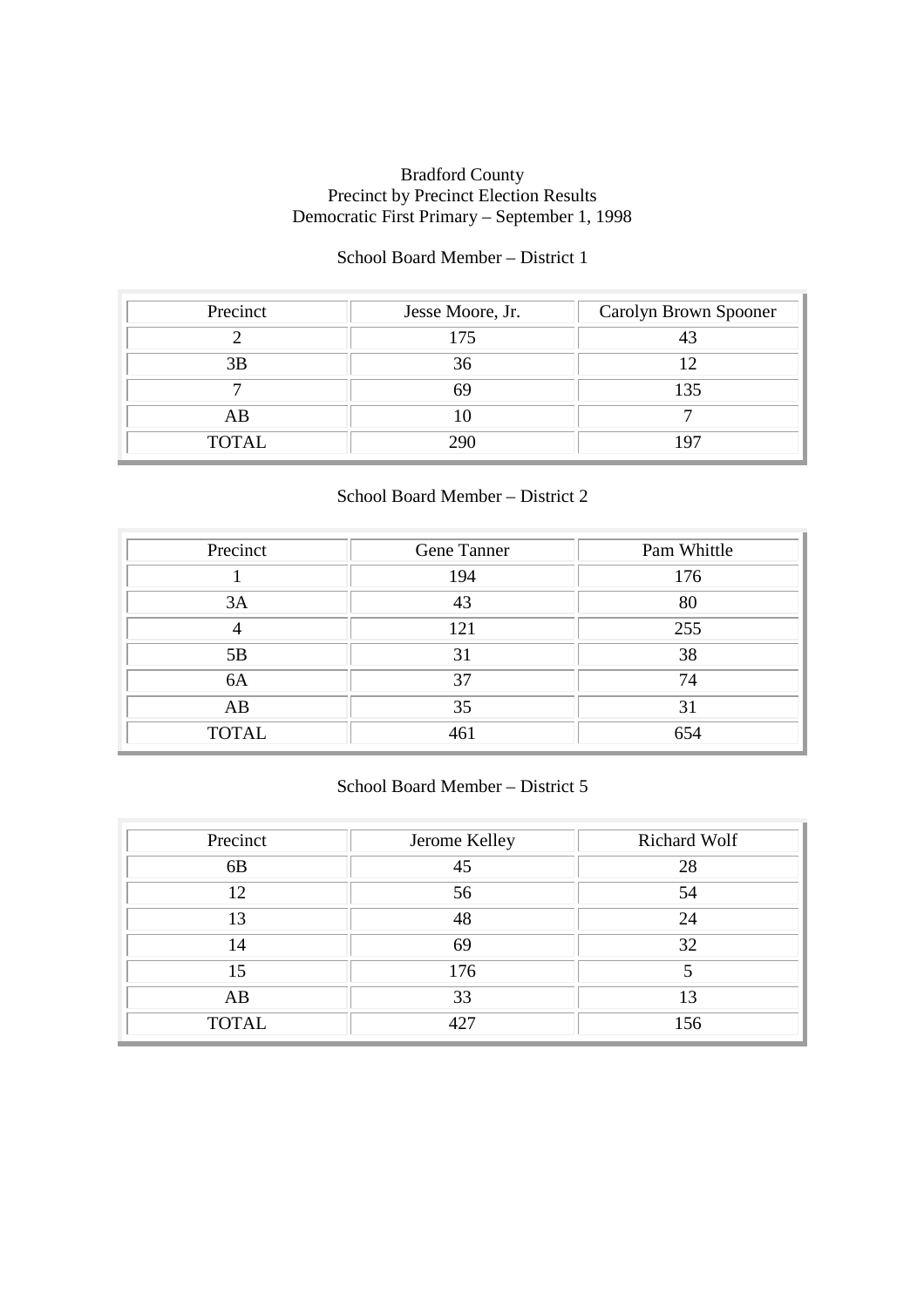Bradford County
Precinct by Precinct Election Results
Democratic First Primary – September 1, 1998

School Board Member – District 1

| Precinct | Jesse Moore, Jr. | Carolyn Brown Spooner |
|---|---|---|
| 2 | 175 | 43 |
| 3B | 36 | 12 |
| 7 | 69 | 135 |
| AB | 10 | 7 |
| TOTAL | 290 | 197 |

School Board Member – District 2

| Precinct | Gene Tanner | Pam Whittle |
|---|---|---|
| 1 | 194 | 176 |
| 3A | 43 | 80 |
| 4 | 121 | 255 |
| 5B | 31 | 38 |
| 6A | 37 | 74 |
| AB | 35 | 31 |
| TOTAL | 461 | 654 |

School Board Member – District 5

| Precinct | Jerome Kelley | Richard Wolf |
|---|---|---|
| 6B | 45 | 28 |
| 12 | 56 | 54 |
| 13 | 48 | 24 |
| 14 | 69 | 32 |
| 15 | 176 | 5 |
| AB | 33 | 13 |
| TOTAL | 427 | 156 |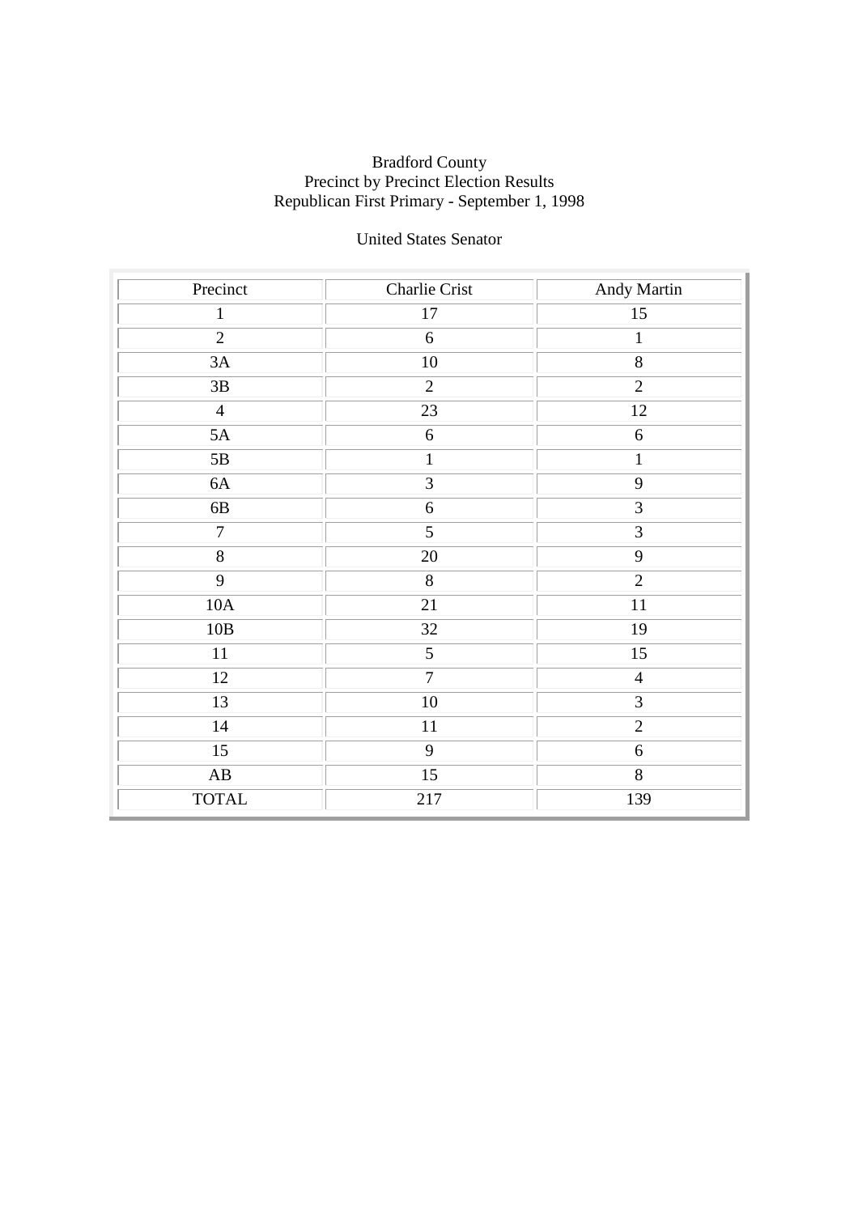Bradford County
Precinct by Precinct Election Results
Republican First Primary - September 1, 1998

United States Senator

| Precinct | Charlie Crist | Andy Martin |
|---|---|---|
| 1 | 17 | 15 |
| 2 | 6 | 1 |
| 3A | 10 | 8 |
| 3B | 2 | 2 |
| 4 | 23 | 12 |
| 5A | 6 | 6 |
| 5B | 1 | 1 |
| 6A | 3 | 9 |
| 6B | 6 | 3 |
| 7 | 5 | 3 |
| 8 | 20 | 9 |
| 9 | 8 | 2 |
| 10A | 21 | 11 |
| 10B | 32 | 19 |
| 11 | 5 | 15 |
| 12 | 7 | 4 |
| 13 | 10 | 3 |
| 14 | 11 | 2 |
| 15 | 9 | 6 |
| AB | 15 | 8 |
| TOTAL | 217 | 139 |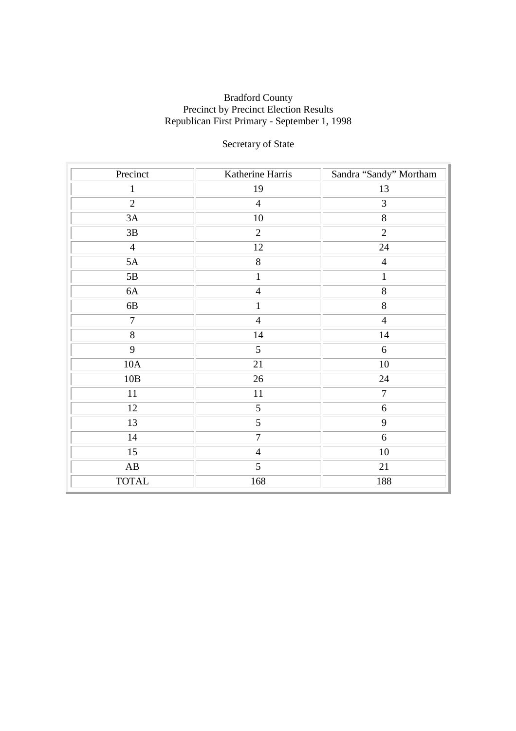Bradford County
Precinct by Precinct Election Results
Republican First Primary - September 1, 1998

Secretary of State

| Precinct | Katherine Harris | Sandra "Sandy" Mortham |
| --- | --- | --- |
| 1 | 19 | 13 |
| 2 | 4 | 3 |
| 3A | 10 | 8 |
| 3B | 2 | 2 |
| 4 | 12 | 24 |
| 5A | 8 | 4 |
| 5B | 1 | 1 |
| 6A | 4 | 8 |
| 6B | 1 | 8 |
| 7 | 4 | 4 |
| 8 | 14 | 14 |
| 9 | 5 | 6 |
| 10A | 21 | 10 |
| 10B | 26 | 24 |
| 11 | 11 | 7 |
| 12 | 5 | 6 |
| 13 | 5 | 9 |
| 14 | 7 | 6 |
| 15 | 4 | 10 |
| AB | 5 | 21 |
| TOTAL | 168 | 188 |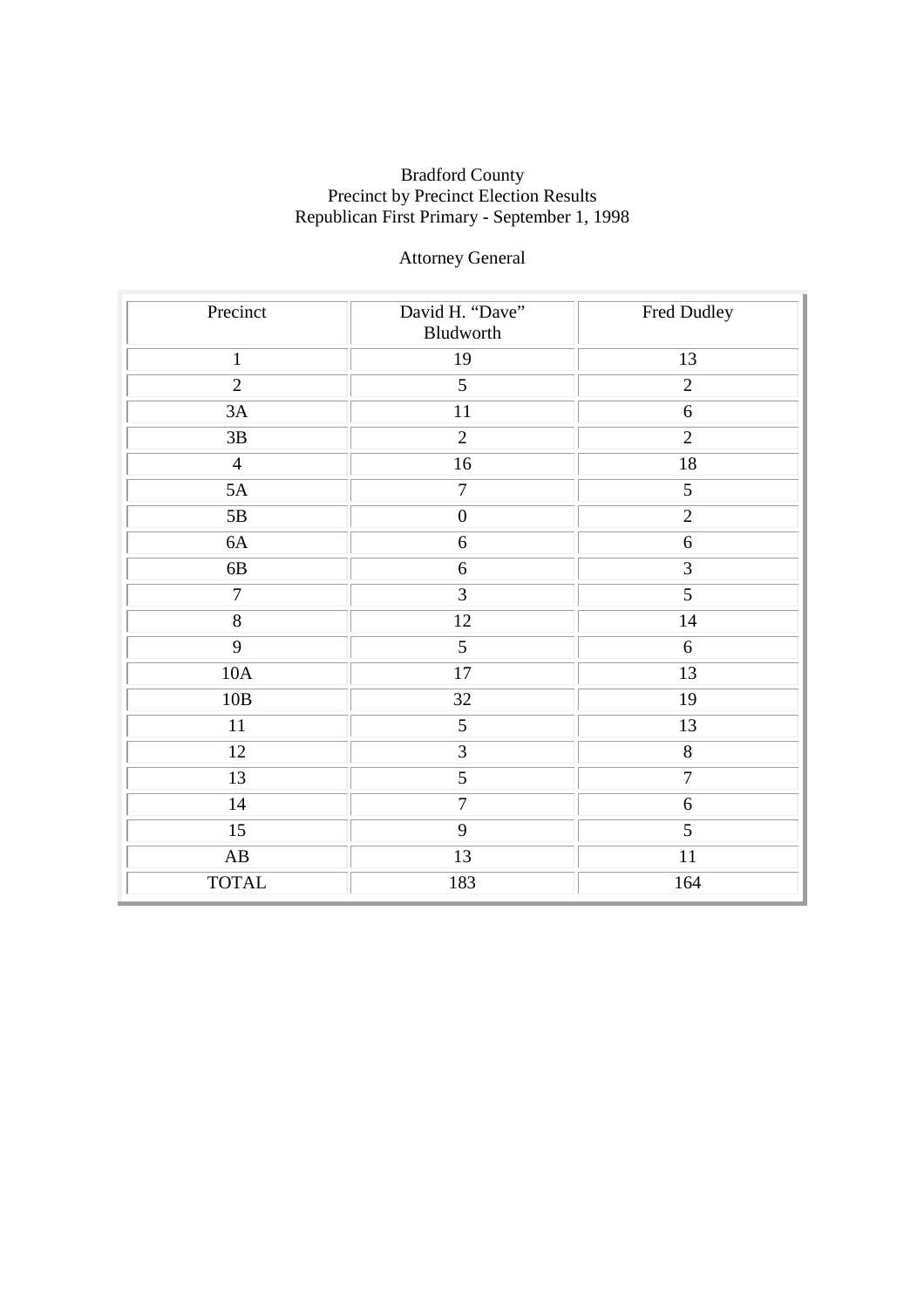Bradford County
Precinct by Precinct Election Results
Republican First Primary - September 1, 1998

Attorney General

| Precinct | David H. “Dave” Bludworth | Fred Dudley |
|---|---|---|
| 1 | 19 | 13 |
| 2 | 5 | 2 |
| 3A | 11 | 6 |
| 3B | 2 | 2 |
| 4 | 16 | 18 |
| 5A | 7 | 5 |
| 5B | 0 | 2 |
| 6A | 6 | 6 |
| 6B | 6 | 3 |
| 7 | 3 | 5 |
| 8 | 12 | 14 |
| 9 | 5 | 6 |
| 10A | 17 | 13 |
| 10B | 32 | 19 |
| 11 | 5 | 13 |
| 12 | 3 | 8 |
| 13 | 5 | 7 |
| 14 | 7 | 6 |
| 15 | 9 | 5 |
| AB | 13 | 11 |
| TOTAL | 183 | 164 |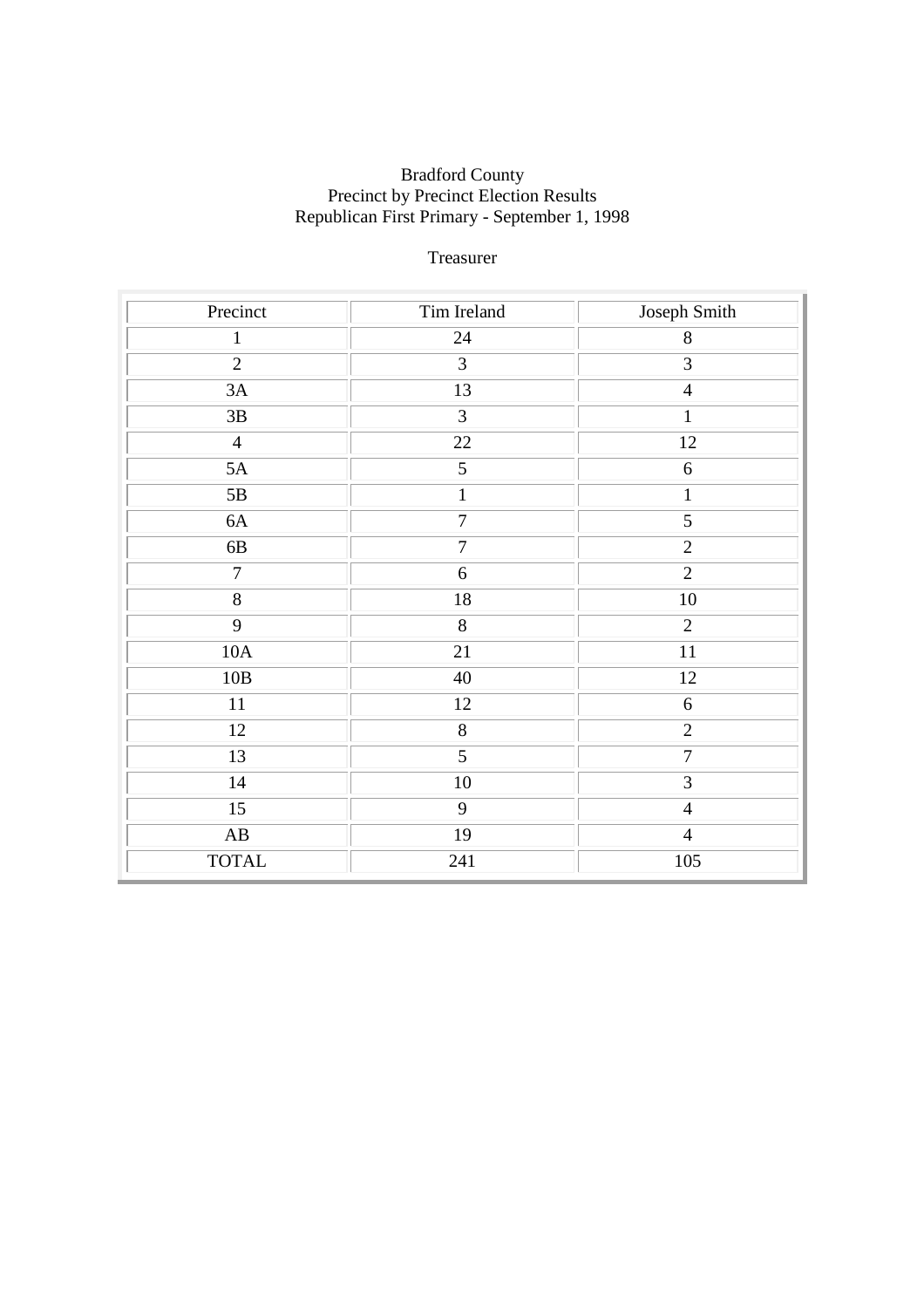Bradford County
Precinct by Precinct Election Results
Republican First Primary - September 1, 1998

Treasurer

| Precinct | Tim Ireland | Joseph Smith |
|---|---|---|
| 1 | 24 | 8 |
| 2 | 3 | 3 |
| 3A | 13 | 4 |
| 3B | 3 | 1 |
| 4 | 22 | 12 |
| 5A | 5 | 6 |
| 5B | 1 | 1 |
| 6A | 7 | 5 |
| 6B | 7 | 2 |
| 7 | 6 | 2 |
| 8 | 18 | 10 |
| 9 | 8 | 2 |
| 10A | 21 | 11 |
| 10B | 40 | 12 |
| 11 | 12 | 6 |
| 12 | 8 | 2 |
| 13 | 5 | 7 |
| 14 | 10 | 3 |
| 15 | 9 | 4 |
| AB | 19 | 4 |
| TOTAL | 241 | 105 |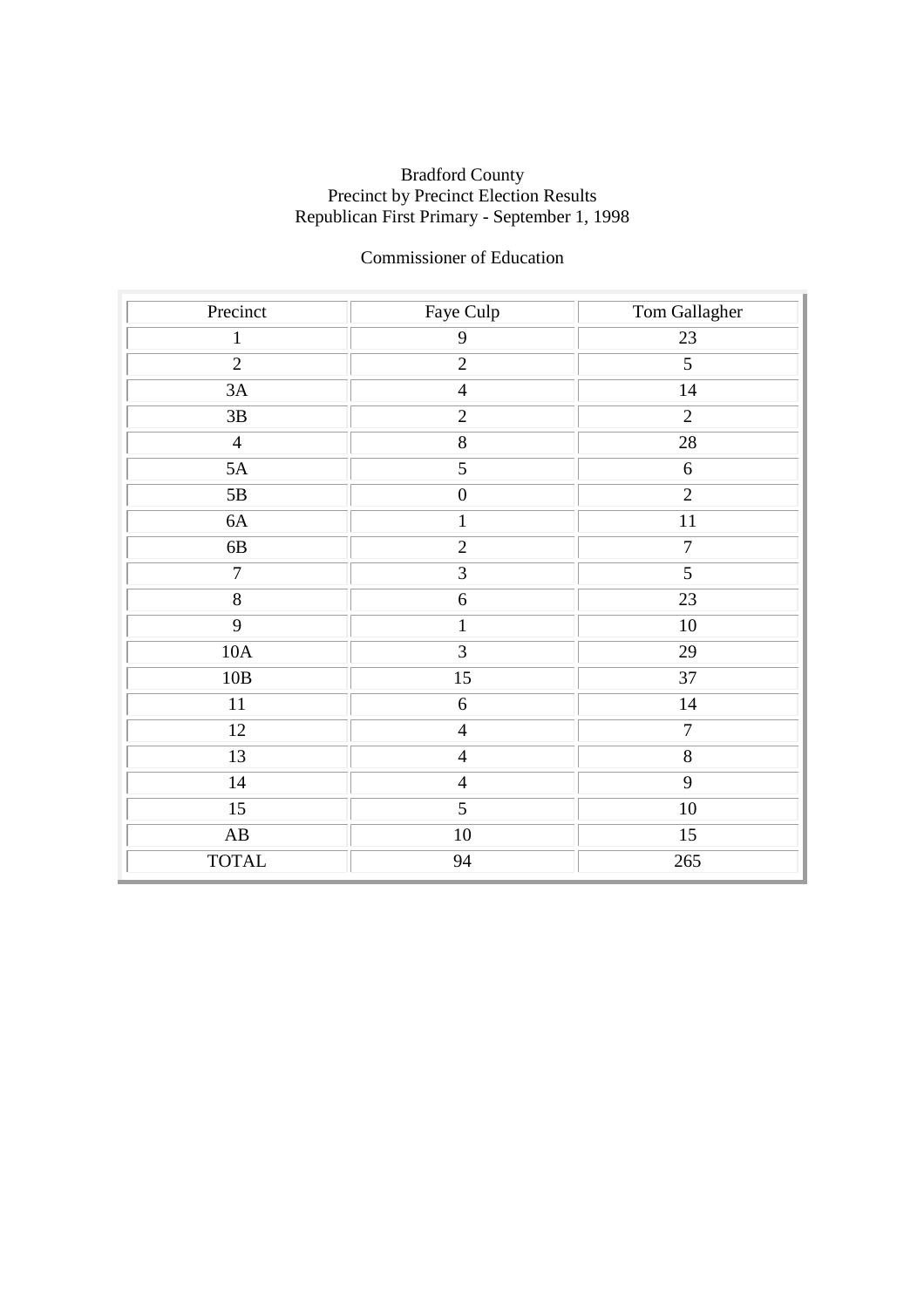Bradford County
Precinct by Precinct Election Results
Republican First Primary - September 1, 1998

Commissioner of Education

| Precinct | Faye Culp | Tom Gallagher |
|---|---|---|
| 1 | 9 | 23 |
| 2 | 2 | 5 |
| 3A | 4 | 14 |
| 3B | 2 | 2 |
| 4 | 8 | 28 |
| 5A | 5 | 6 |
| 5B | 0 | 2 |
| 6A | 1 | 11 |
| 6B | 2 | 7 |
| 7 | 3 | 5 |
| 8 | 6 | 23 |
| 9 | 1 | 10 |
| 10A | 3 | 29 |
| 10B | 15 | 37 |
| 11 | 6 | 14 |
| 12 | 4 | 7 |
| 13 | 4 | 8 |
| 14 | 4 | 9 |
| 15 | 5 | 10 |
| AB | 10 | 15 |
| TOTAL | 94 | 265 |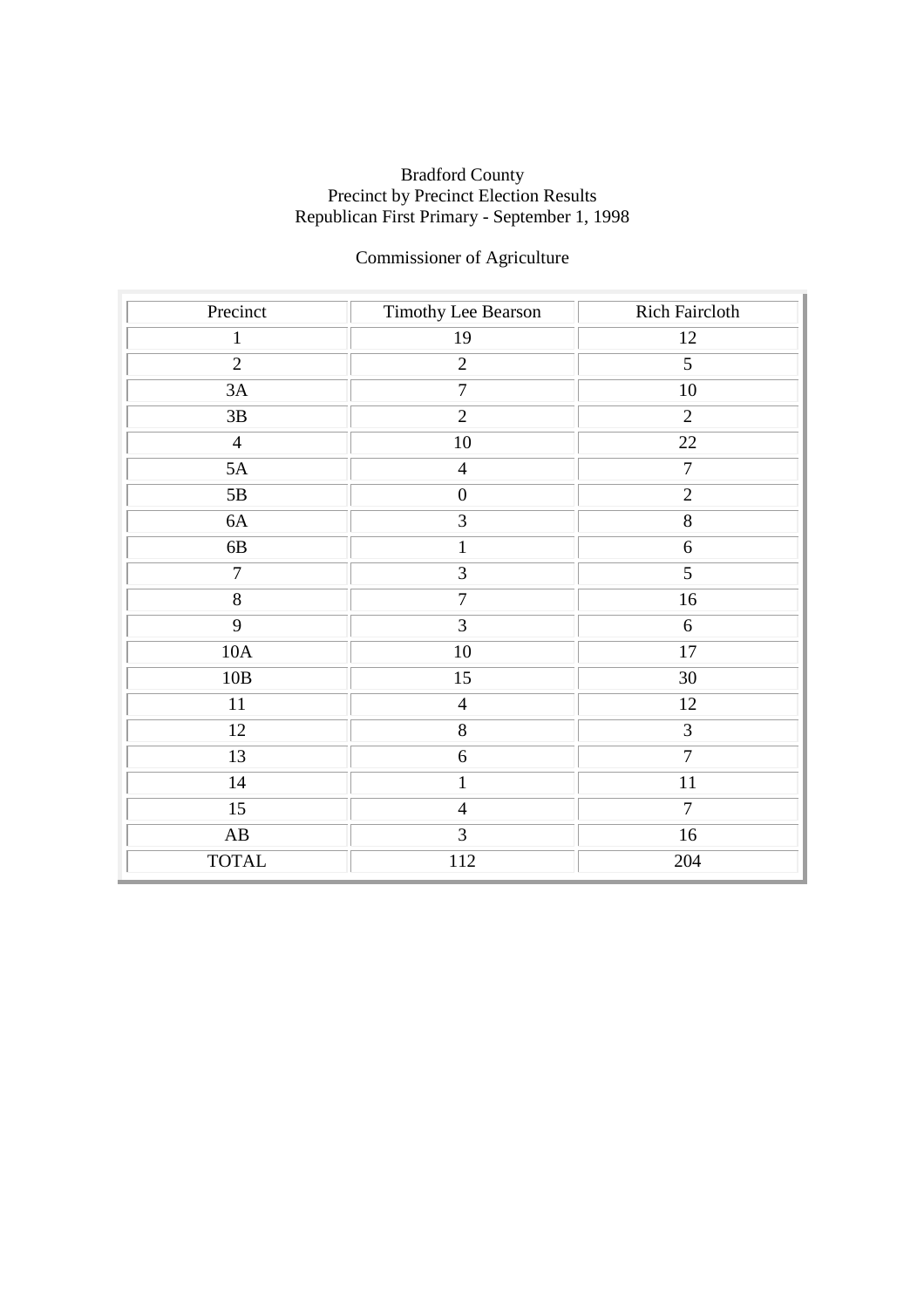Bradford County
Precinct by Precinct Election Results
Republican First Primary - September 1, 1998

Commissioner of Agriculture

| Precinct | Timothy Lee Bearson | Rich Faircloth |
|---|---|---|
| 1 | 19 | 12 |
| 2 | 2 | 5 |
| 3A | 7 | 10 |
| 3B | 2 | 2 |
| 4 | 10 | 22 |
| 5A | 4 | 7 |
| 5B | 0 | 2 |
| 6A | 3 | 8 |
| 6B | 1 | 6 |
| 7 | 3 | 5 |
| 8 | 7 | 16 |
| 9 | 3 | 6 |
| 10A | 10 | 17 |
| 10B | 15 | 30 |
| 11 | 4 | 12 |
| 12 | 8 | 3 |
| 13 | 6 | 7 |
| 14 | 1 | 11 |
| 15 | 4 | 7 |
| AB | 3 | 16 |
| TOTAL | 112 | 204 |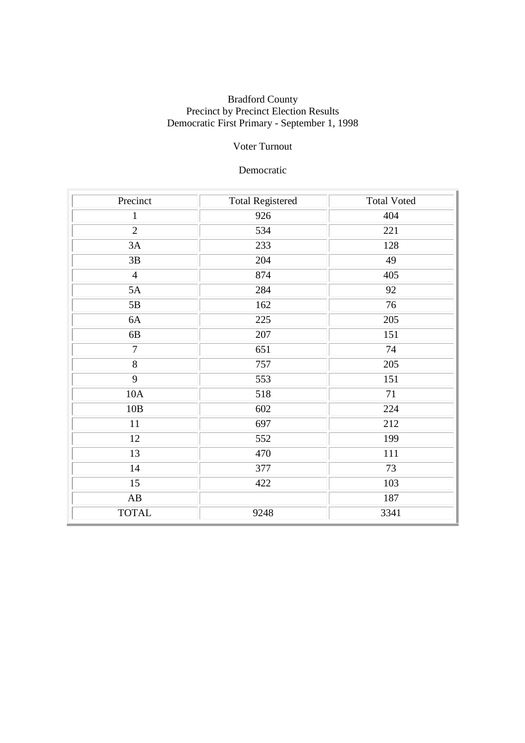Bradford County
Precinct by Precinct Election Results
Democratic First Primary - September 1, 1998

Voter Turnout

Democratic

| Precinct | Total Registered | Total Voted |
|---|---|---|
| 1 | 926 | 404 |
| 2 | 534 | 221 |
| 3A | 233 | 128 |
| 3B | 204 | 49 |
| 4 | 874 | 405 |
| 5A | 284 | 92 |
| 5B | 162 | 76 |
| 6A | 225 | 205 |
| 6B | 207 | 151 |
| 7 | 651 | 74 |
| 8 | 757 | 205 |
| 9 | 553 | 151 |
| 10A | 518 | 71 |
| 10B | 602 | 224 |
| 11 | 697 | 212 |
| 12 | 552 | 199 |
| 13 | 470 | 111 |
| 14 | 377 | 73 |
| 15 | 422 | 103 |
| AB | | 187 |
| TOTAL | 9248 | 3341 |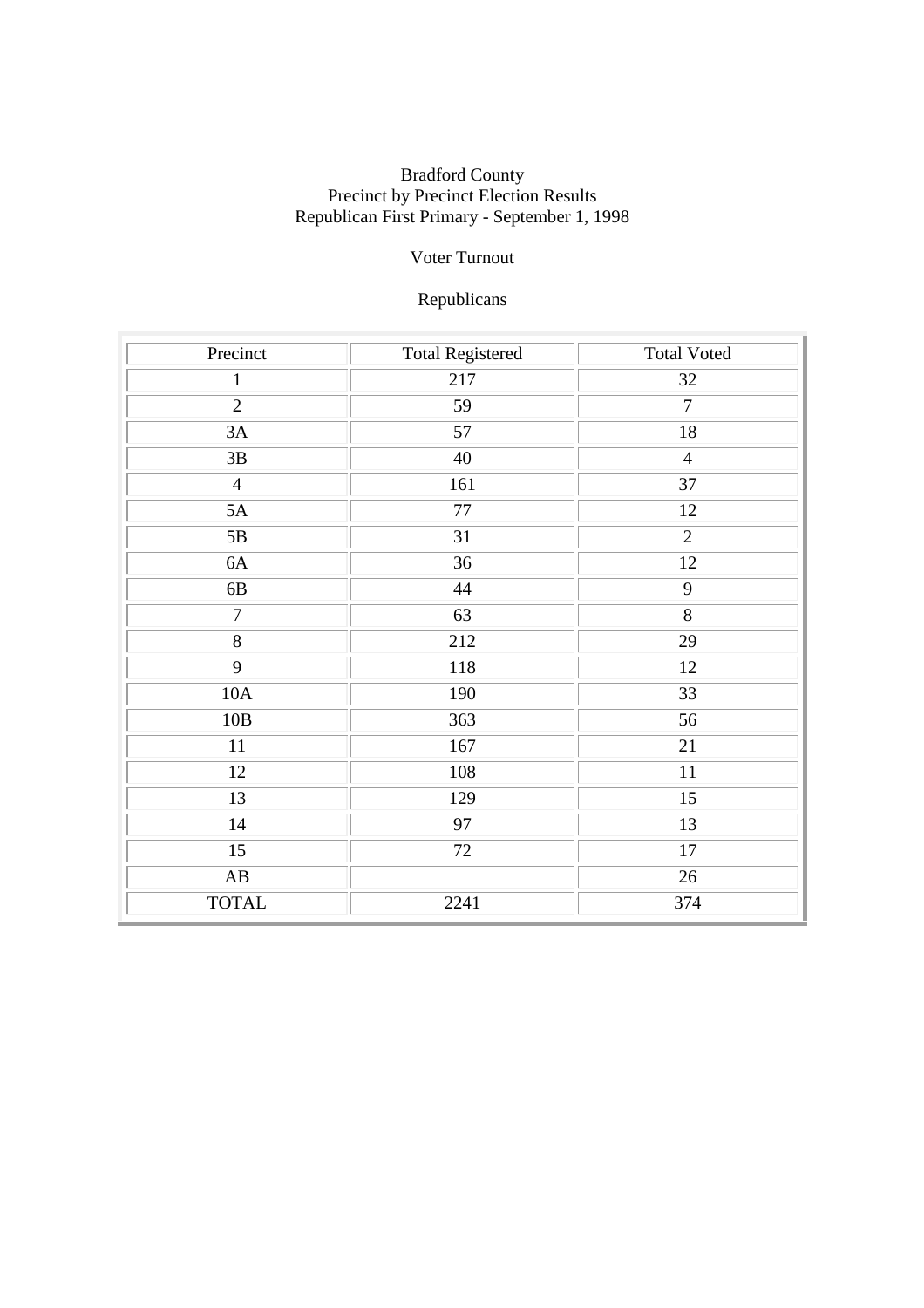Bradford County
Precinct by Precinct Election Results
Republican First Primary - September 1, 1998

Voter Turnout

Republicans

| Precinct | Total Registered | Total Voted |
|---|---|---|
| 1 | 217 | 32 |
| 2 | 59 | 7 |
| 3A | 57 | 18 |
| 3B | 40 | 4 |
| 4 | 161 | 37 |
| 5A | 77 | 12 |
| 5B | 31 | 2 |
| 6A | 36 | 12 |
| 6B | 44 | 9 |
| 7 | 63 | 8 |
| 8 | 212 | 29 |
| 9 | 118 | 12 |
| 10A | 190 | 33 |
| 10B | 363 | 56 |
| 11 | 167 | 21 |
| 12 | 108 | 11 |
| 13 | 129 | 15 |
| 14 | 97 | 13 |
| 15 | 72 | 17 |
| AB | | 26 |
| TOTAL | 2241 | 374 |